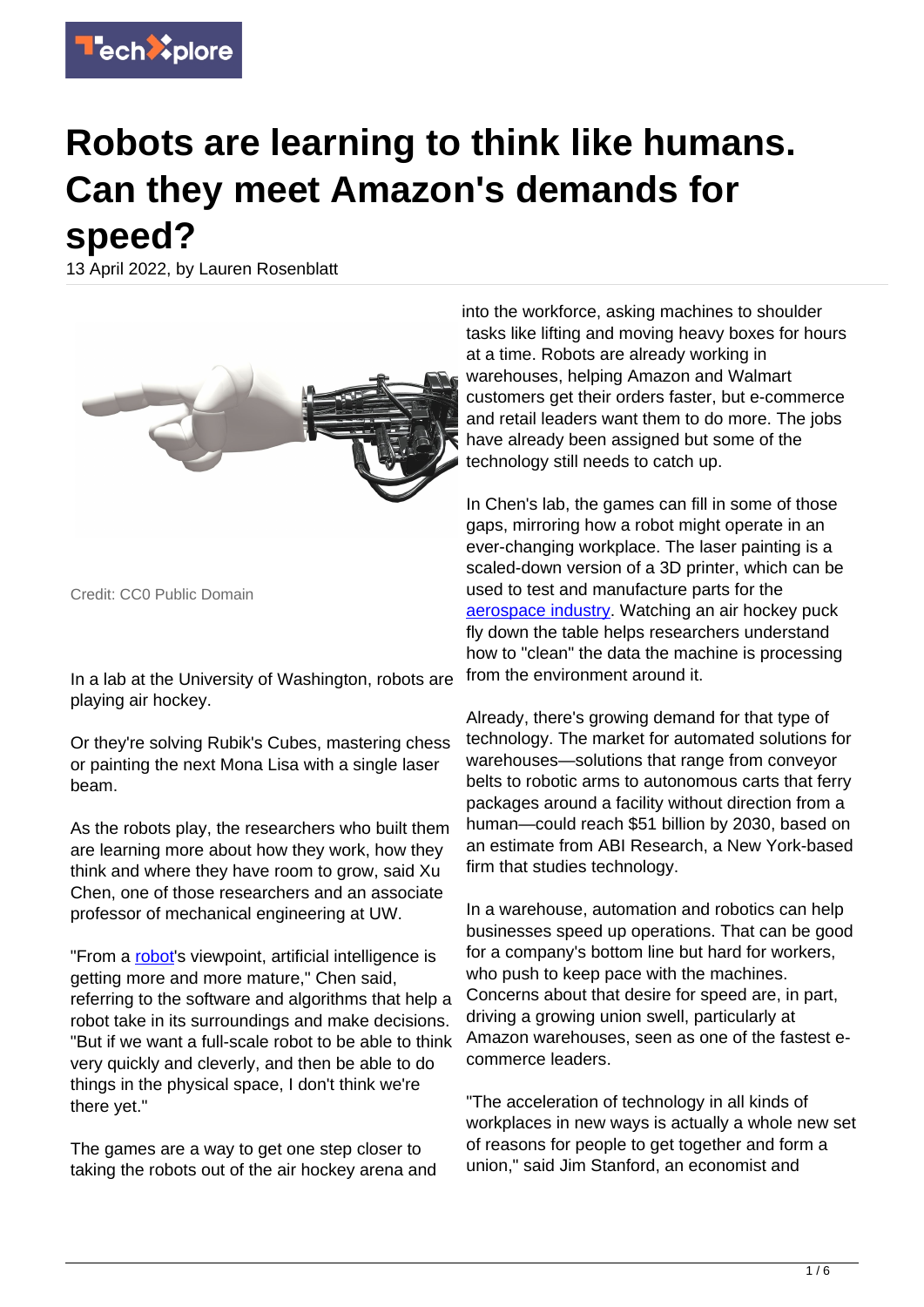# Robots are learning to think like humans. Can they meet Amazon's demands for speed?

13 April 2022, by Lauren Rosenblatt

Credit: CC0 Public Domain

In a lab at the University of Washington, robots are playing air hockey.

Or they're solving Rubik's Cubes, mastering chess or painting the next Mona Lisa with a single laser beam.

As the robots play, the researchers who built them are learning more about how they work, how they think and where they have room to grow, said Xu Chen, one of those researchers and an associate professor of mechanical engineering at UW.

"From a robot's viewpoint, artificial intelligence is getting more and more mature," Chen said, referring to the software and algorithms that help a robot take in its surroundings and make decisions. "But if we want a full-scale robot to be able to think very quickly and cleverly, and then be able to do things in the physical space, I don't think we're there yet."

The games are a way to get one step closer to taking the robots out of the air hockey arena and into the workforce, asking machines to shoulder tasks like lifting and moving heavy boxes for hours at a time. Robots are already working in warehouses, helping Amazon and Walmart customers get their orders faster, but e-commerce and retail leaders want them to do more. The jobs have already been assigned but some of the technology still needs to catch up.

In Chen's lab, the games can fill in some of those gaps, mirroring how a robot might operate in an ever-changing workplace. The laser painting is a scaled-down version of a 3D printer, which can be used to test and manufacture parts for the aerospace industry. Watching an air hockey puck fly down the table helps researchers understand how to "clean" the data the machine is processing from the environment around it.

Already, there's growing demand for that type of technology. The market for automated solutions for warehouses—solutions that range from conveyor belts to robotic arms to autonomous carts that ferry packages around a facility without direction from a human—could reach $51 billion by 2030, based on an estimate from ABI Research, a New York-based firm that studies technology.

In a warehouse, automation and robotics can help businesses speed up operations. That can be good for a company's bottom line but hard for workers, who push to keep pace with the machines. Concerns about that desire for speed are, in part, driving a growing union swell, particularly at Amazon warehouses, seen as one of the fastest e-commerce leaders.

"The acceleration of technology in all kinds of workplaces in new ways is actually a whole new set of reasons for people to get together and form a union," said Jim Stanford, an economist and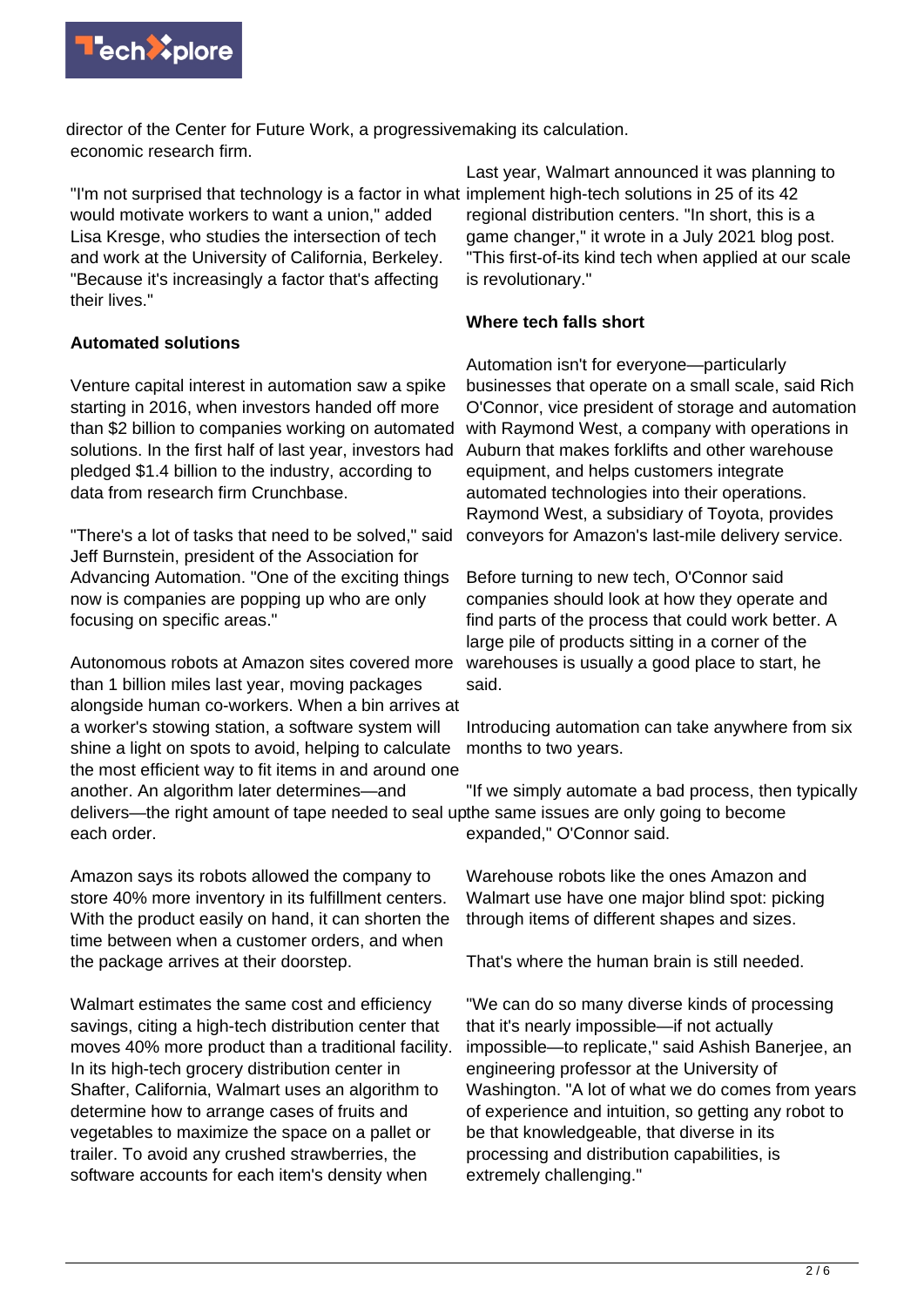director of the Center for Future Work, a progressive economic research firm.

"I'm not surprised that technology is a factor in what would motivate workers to want a union," added Lisa Kresge, who studies the intersection of tech and work at the University of California, Berkeley. "Because it's increasingly a factor that's affecting their lives."

**Automated solutions**

Venture capital interest in automation saw a spike starting in 2016, when investors handed off more than $2 billion to companies working on automated solutions. In the first half of last year, investors had pledged $1.4 billion to the industry, according to data from research firm Crunchbase.

"There's a lot of tasks that need to be solved," said Jeff Burnstein, president of the Association for Advancing Automation. "One of the exciting things now is companies are popping up who are only focusing on specific areas."

Autonomous robots at Amazon sites covered more than 1 billion miles last year, moving packages alongside human co-workers. When a bin arrives at a worker's stowing station, a software system will shine a light on spots to avoid, helping to calculate the most efficient way to fit items in and around one another. An algorithm later determines—and delivers—the right amount of tape needed to seal up each order.

Amazon says its robots allowed the company to store 40% more inventory in its fulfillment centers. With the product easily on hand, it can shorten the time between when a customer orders, and when the package arrives at their doorstep.

Walmart estimates the same cost and efficiency savings, citing a high-tech distribution center that moves 40% more product than a traditional facility. In its high-tech grocery distribution center in Shafter, California, Walmart uses an algorithm to determine how to arrange cases of fruits and vegetables to maximize the space on a pallet or trailer. To avoid any crushed strawberries, the software accounts for each item's density when making its calculation.

Last year, Walmart announced it was planning to implement high-tech solutions in 25 of its 42 regional distribution centers. "In short, this is a game changer," it wrote in a July 2021 blog post. "This first-of-its kind tech when applied at our scale is revolutionary."

**Where tech falls short**

Automation isn't for everyone—particularly businesses that operate on a small scale, said Rich O'Connor, vice president of storage and automation with Raymond West, a company with operations in Auburn that makes forklifts and other warehouse equipment, and helps customers integrate automated technologies into their operations. Raymond West, a subsidiary of Toyota, provides conveyors for Amazon's last-mile delivery service.

Before turning to new tech, O'Connor said companies should look at how they operate and find parts of the process that could work better. A large pile of products sitting in a corner of the warehouses is usually a good place to start, he said.

Introducing automation can take anywhere from six months to two years.

"If we simply automate a bad process, then typically the same issues are only going to become expanded," O'Connor said.

Warehouse robots like the ones Amazon and Walmart use have one major blind spot: picking through items of different shapes and sizes.

That's where the human brain is still needed.

"We can do so many diverse kinds of processing that it's nearly impossible—if not actually impossible—to replicate," said Ashish Banerjee, an engineering professor at the University of Washington. "A lot of what we do comes from years of experience and intuition, so getting any robot to be that knowledgeable, that diverse in its processing and distribution capabilities, is extremely challenging."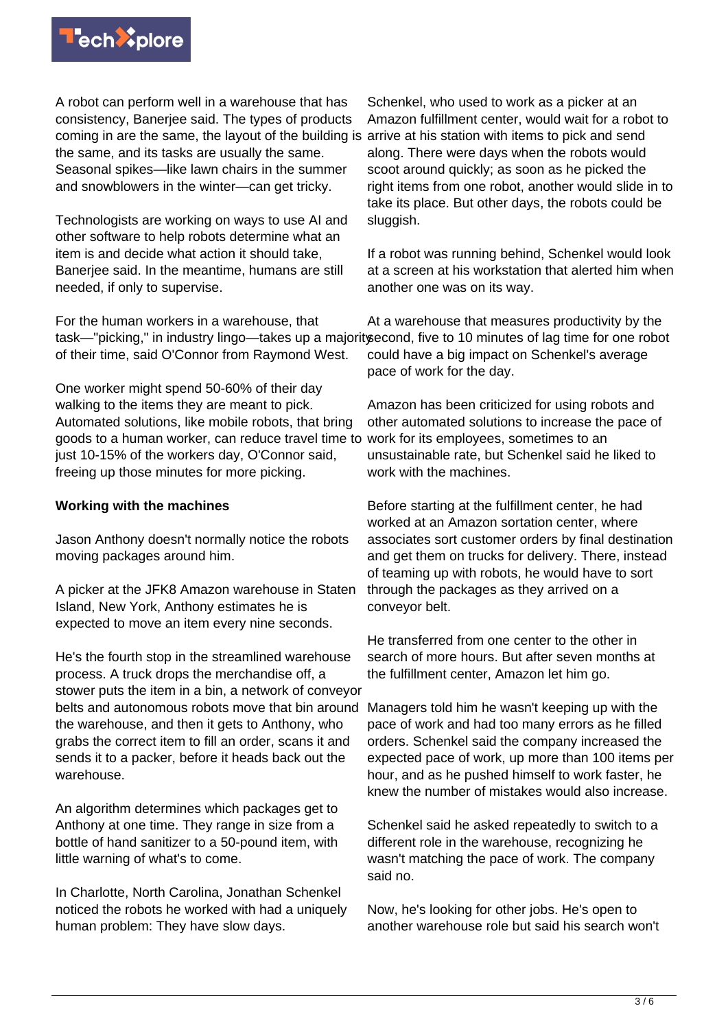A robot can perform well in a warehouse that has consistency, Banerjee said. The types of products coming in are the same, the layout of the building is the same, and its tasks are usually the same. Seasonal spikes—like lawn chairs in the summer and snowblowers in the winter—can get tricky.

Technologists are working on ways to use AI and other software to help robots determine what an item is and decide what action it should take, Banerjee said. In the meantime, humans are still needed, if only to supervise.

For the human workers in a warehouse, that task—"picking," in industry lingo—takes up a majority of their time, said O'Connor from Raymond West.

One worker might spend 50-60% of their day walking to the items they are meant to pick. Automated solutions, like mobile robots, that bring goods to a human worker, can reduce travel time to just 10-15% of the workers day, O'Connor said, freeing up those minutes for more picking.

**Working with the machines**

Jason Anthony doesn't normally notice the robots moving packages around him.

A picker at the JFK8 Amazon warehouse in Staten Island, New York, Anthony estimates he is expected to move an item every nine seconds.

He's the fourth stop in the streamlined warehouse process. A truck drops the merchandise off, a stower puts the item in a bin, a network of conveyor belts and autonomous robots move that bin around the warehouse, and then it gets to Anthony, who grabs the correct item to fill an order, scans it and sends it to a packer, before it heads back out the warehouse.

An algorithm determines which packages get to Anthony at one time. They range in size from a bottle of hand sanitizer to a 50-pound item, with little warning of what's to come.

In Charlotte, North Carolina, Jonathan Schenkel noticed the robots he worked with had a uniquely human problem: They have slow days.

Schenkel, who used to work as a picker at an Amazon fulfillment center, would wait for a robot to arrive at his station with items to pick and send along. There were days when the robots would scoot around quickly; as soon as he picked the right items from one robot, another would slide in to take its place. But other days, the robots could be sluggish.

If a robot was running behind, Schenkel would look at a screen at his workstation that alerted him when another one was on its way.

At a warehouse that measures productivity by the second, five to 10 minutes of lag time for one robot could have a big impact on Schenkel's average pace of work for the day.

Amazon has been criticized for using robots and other automated solutions to increase the pace of work for its employees, sometimes to an unsustainable rate, but Schenkel said he liked to work with the machines.

Before starting at the fulfillment center, he had worked at an Amazon sortation center, where associates sort customer orders by final destination and get them on trucks for delivery. There, instead of teaming up with robots, he would have to sort through the packages as they arrived on a conveyor belt.

He transferred from one center to the other in search of more hours. But after seven months at the fulfillment center, Amazon let him go.

Managers told him he wasn't keeping up with the pace of work and had too many errors as he filled orders. Schenkel said the company increased the expected pace of work, up more than 100 items per hour, and as he pushed himself to work faster, he knew the number of mistakes would also increase.

Schenkel said he asked repeatedly to switch to a different role in the warehouse, recognizing he wasn't matching the pace of work. The company said no.

Now, he's looking for other jobs. He's open to another warehouse role but said his search won't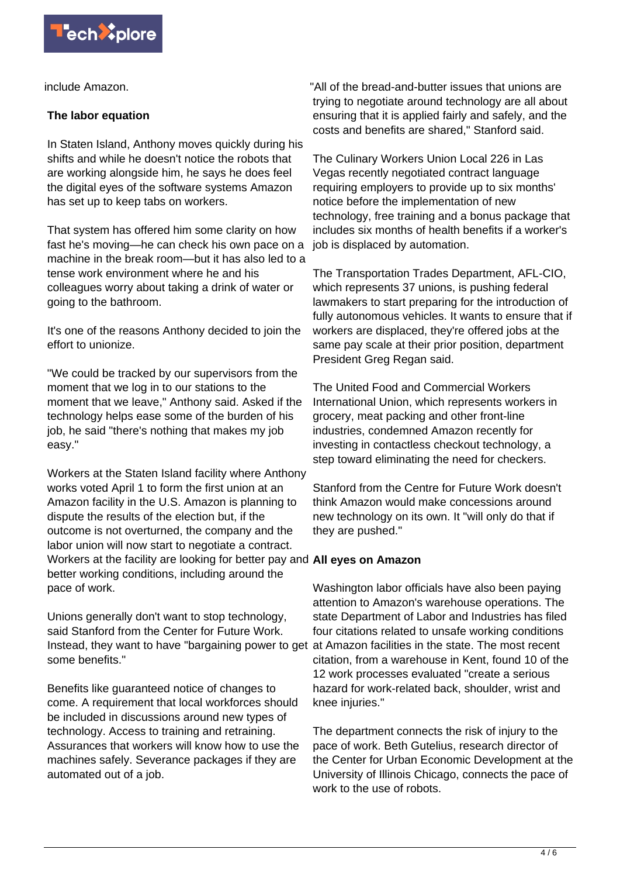include Amazon.

## The labor equation

In Staten Island, Anthony moves quickly during his shifts and while he doesn't notice the robots that are working alongside him, he says he does feel the digital eyes of the software systems Amazon has set up to keep tabs on workers.

That system has offered him some clarity on how fast he's moving—he can check his own pace on a machine in the break room—but it has also led to a tense work environment where he and his colleagues worry about taking a drink of water or going to the bathroom.

It's one of the reasons Anthony decided to join the effort to unionize.

"We could be tracked by our supervisors from the moment that we log in to our stations to the moment that we leave," Anthony said. Asked if the technology helps ease some of the burden of his job, he said "there's nothing that makes my job easy."

Workers at the Staten Island facility where Anthony works voted April 1 to form the first union at an Amazon facility in the U.S. Amazon is planning to dispute the results of the election but, if the outcome is not overturned, the company and the labor union will now start to negotiate a contract. Workers at the facility are looking for better pay and better working conditions, including around the pace of work.

Unions generally don't want to stop technology, said Stanford from the Center for Future Work. Instead, they want to have "bargaining power to get some benefits."

Benefits like guaranteed notice of changes to come. A requirement that local workforces should be included in discussions around new types of technology. Access to training and retraining. Assurances that workers will know how to use the machines safely. Severance packages if they are automated out of a job.

"All of the bread-and-butter issues that unions are trying to negotiate around technology are all about ensuring that it is applied fairly and safely, and the costs and benefits are shared," Stanford said.

The Culinary Workers Union Local 226 in Las Vegas recently negotiated contract language requiring employers to provide up to six months' notice before the implementation of new technology, free training and a bonus package that includes six months of health benefits if a worker's job is displaced by automation.

The Transportation Trades Department, AFL-CIO, which represents 37 unions, is pushing federal lawmakers to start preparing for the introduction of fully autonomous vehicles. It wants to ensure that if workers are displaced, they're offered jobs at the same pay scale at their prior position, department President Greg Regan said.

The United Food and Commercial Workers International Union, which represents workers in grocery, meat packing and other front-line industries, condemned Amazon recently for investing in contactless checkout technology, a step toward eliminating the need for checkers.

Stanford from the Centre for Future Work doesn't think Amazon would make concessions around new technology on its own. It "will only do that if they are pushed."

## All eyes on Amazon

Washington labor officials have also been paying attention to Amazon's warehouse operations. The state Department of Labor and Industries has filed four citations related to unsafe working conditions at Amazon facilities in the state. The most recent citation, from a warehouse in Kent, found 10 of the 12 work processes evaluated "create a serious hazard for work-related back, shoulder, wrist and knee injuries."

The department connects the risk of injury to the pace of work. Beth Gutelius, research director of the Center for Urban Economic Development at the University of Illinois Chicago, connects the pace of work to the use of robots.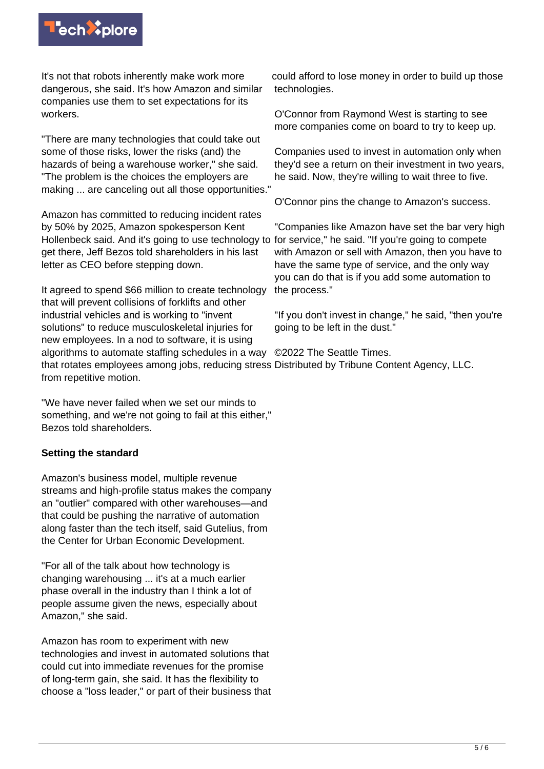It's not that robots inherently make work more dangerous, she said. It's how Amazon and similar companies use them to set expectations for its workers.

"There are many technologies that could take out some of those risks, lower the risks (and) the hazards of being a warehouse worker," she said. "The problem is the choices the employers are making ... are canceling out all those opportunities."

Amazon has committed to reducing incident rates by 50% by 2025, Amazon spokesperson Kent Hollenbeck said. And it's going to use technology to get there, Jeff Bezos told shareholders in his last letter as CEO before stepping down.

It agreed to spend $66 million to create technology that will prevent collisions of forklifts and other industrial vehicles and is working to "invent solutions" to reduce musculoskeletal injuries for new employees. In a nod to software, it is using algorithms to automate staffing schedules in a way that rotates employees among jobs, reducing stress from repetitive motion.

"We have never failed when we set our minds to something, and we're not going to fail at this either," Bezos told shareholders.

**Setting the standard**

Amazon's business model, multiple revenue streams and high-profile status makes the company an "outlier" compared with other warehouses—and that could be pushing the narrative of automation along faster than the tech itself, said Gutelius, from the Center for Urban Economic Development.

"For all of the talk about how technology is changing warehousing ... it's at a much earlier phase overall in the industry than I think a lot of people assume given the news, especially about Amazon," she said.

Amazon has room to experiment with new technologies and invest in automated solutions that could cut into immediate revenues for the promise of long-term gain, she said. It has the flexibility to choose a "loss leader," or part of their business that could afford to lose money in order to build up those technologies.

O'Connor from Raymond West is starting to see more companies come on board to try to keep up.

Companies used to invest in automation only when they'd see a return on their investment in two years, he said. Now, they're willing to wait three to five.

O'Connor pins the change to Amazon's success.

"Companies like Amazon have set the bar very high for service," he said. "If you're going to compete with Amazon or sell with Amazon, then you have to have the same type of service, and the only way you can do that is if you add some automation to the process."

"If you don't invest in change," he said, "then you're going to be left in the dust."

©2022 The Seattle Times.
Distributed by Tribune Content Agency, LLC.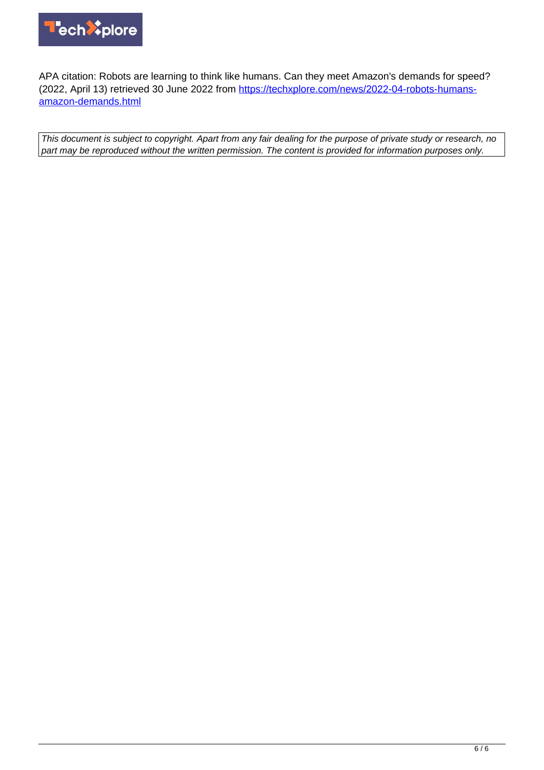APA citation: Robots are learning to think like humans. Can they meet Amazon's demands for speed? (2022, April 13) retrieved 30 June 2022 from https://techxplore.com/news/2022-04-robots-humans-amazon-demands.html

*This document is subject to copyright. Apart from any fair dealing for the purpose of private study or research, no part may be reproduced without the written permission. The content is provided for information purposes only.*